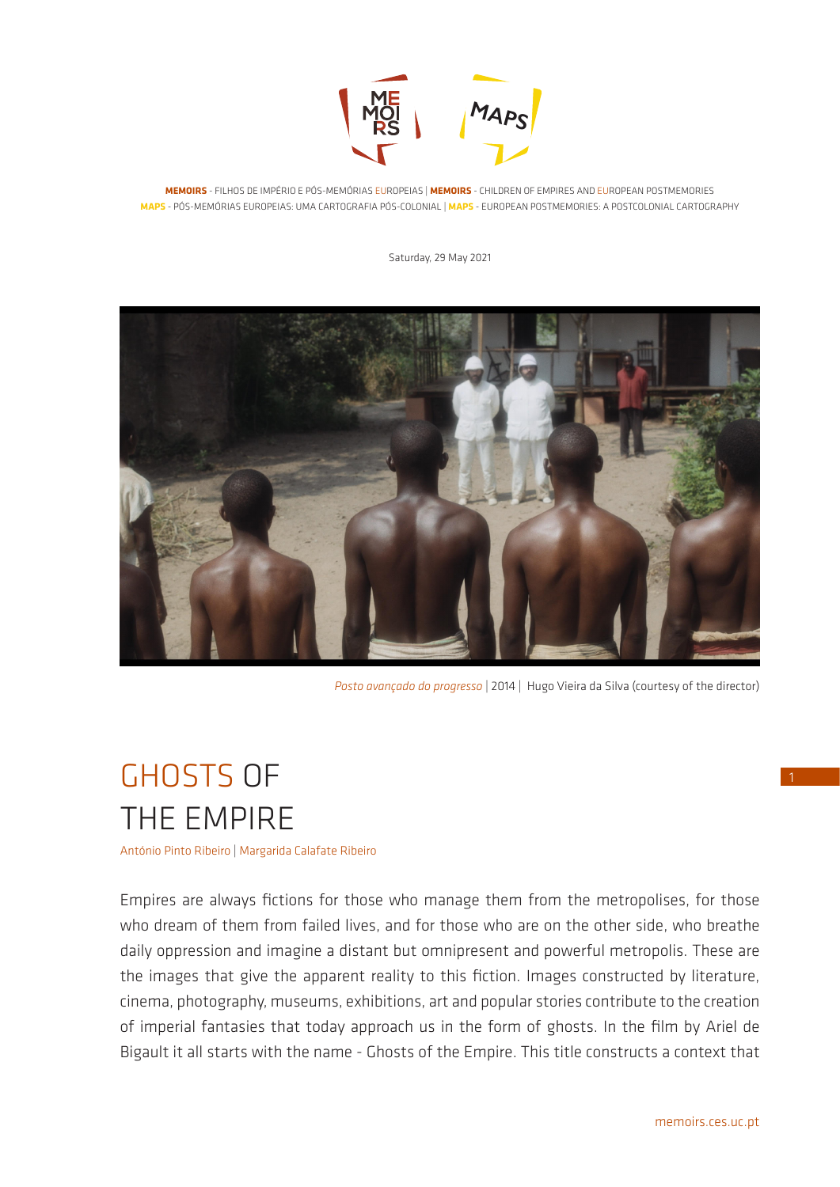**MEMOIRS** - FILHOS DE IMPÉRIO E PÓS-MEMÓRIAS EUROPEIAS | **MEMOIRS** - CHILDREN OF EMPIRES AND EUROPEAN POSTMEMORIES
**MAPS** - PÓS-MEMÓRIAS EUROPEIAS: UMA CARTOGRAFIA PÓS-COLONIAL | **MAPS** - EUROPEAN POSTMEMORIES: A POSTCOLONIAL CARTOGRAPHY

Saturday, 29 May 2021

*Posto avançado do progresso* | 2014 | Hugo Vieira da Silva (courtesy of the director)

# GHOSTS OF THE EMPIRE

António Pinto Ribeiro | Margarida Calafate Ribeiro

Empires are always fictions for those who manage them from the metropolises, for those who dream of them from failed lives, and for those who are on the other side, who breathe daily oppression and imagine a distant but omnipresent and powerful metropolis. These are the images that give the apparent reality to this fiction. Images constructed by literature, cinema, photography, museums, exhibitions, art and popular stories contribute to the creation of imperial fantasies that today approach us in the form of ghosts. In the film by Ariel de Bigault it all starts with the name - Ghosts of the Empire. This title constructs a context that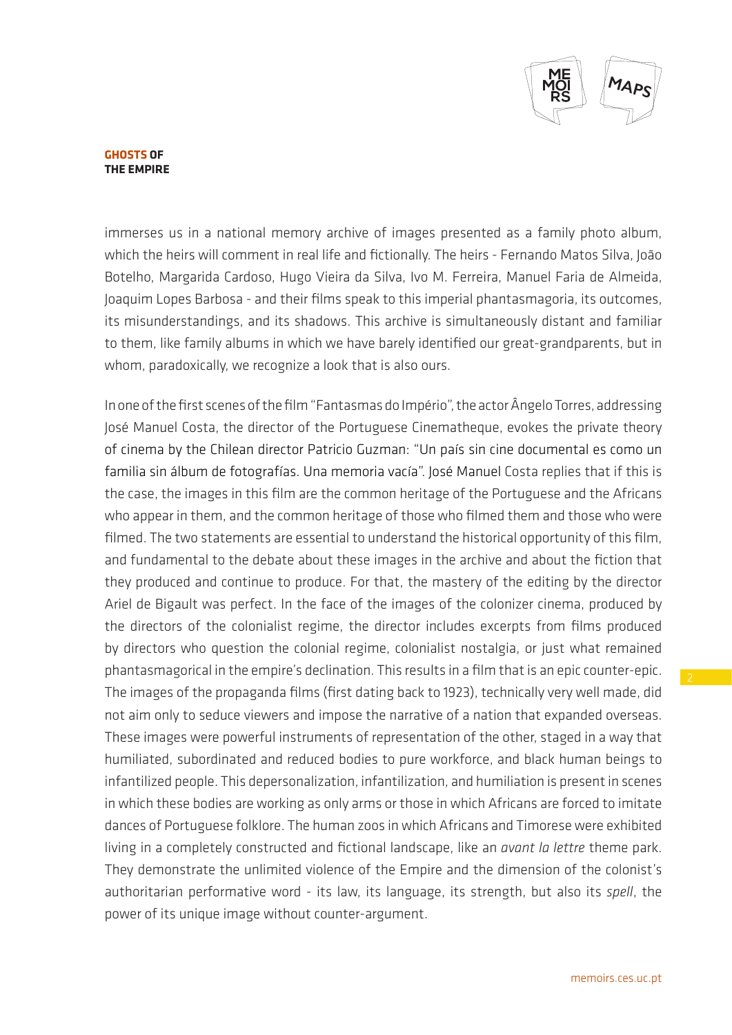immerses us in a national memory archive of images presented as a family photo album, which the heirs will comment in real life and fictionally. The heirs - Fernando Matos Silva, João Botelho, Margarida Cardoso, Hugo Vieira da Silva, Ivo M. Ferreira, Manuel Faria de Almeida, Joaquim Lopes Barbosa - and their films speak to this imperial phantasmagoria, its outcomes, its misunderstandings, and its shadows. This archive is simultaneously distant and familiar to them, like family albums in which we have barely identified our great-grandparents, but in whom, paradoxically, we recognize a look that is also ours.

In one of the first scenes of the film "Fantasmas do Império", the actor Ângelo Torres, addressing José Manuel Costa, the director of the Portuguese Cinematheque, evokes the private theory of cinema by the Chilean director Patricio Guzman: "Un país sin cine documental es como un familia sin álbum de fotografías. Una memoria vacía". José Manuel Costa replies that if this is the case, the images in this film are the common heritage of the Portuguese and the Africans who appear in them, and the common heritage of those who filmed them and those who were filmed. The two statements are essential to understand the historical opportunity of this film, and fundamental to the debate about these images in the archive and about the fiction that they produced and continue to produce. For that, the mastery of the editing by the director Ariel de Bigault was perfect. In the face of the images of the colonizer cinema, produced by the directors of the colonialist regime, the director includes excerpts from films produced by directors who question the colonial regime, colonialist nostalgia, or just what remained phantasmagorical in the empire's declination. This results in a film that is an epic counter-epic. The images of the propaganda films (first dating back to 1923), technically very well made, did not aim only to seduce viewers and impose the narrative of a nation that expanded overseas. These images were powerful instruments of representation of the other, staged in a way that humiliated, subordinated and reduced bodies to pure workforce, and black human beings to infantilized people. This depersonalization, infantilization, and humiliation is present in scenes in which these bodies are working as only arms or those in which Africans are forced to imitate dances of Portuguese folklore. The human zoos in which Africans and Timorese were exhibited living in a completely constructed and fictional landscape, like an *avant la lettre* theme park. They demonstrate the unlimited violence of the Empire and the dimension of the colonist's authoritarian performative word - its law, its language, its strength, but also its *spell*, the power of its unique image without counter-argument.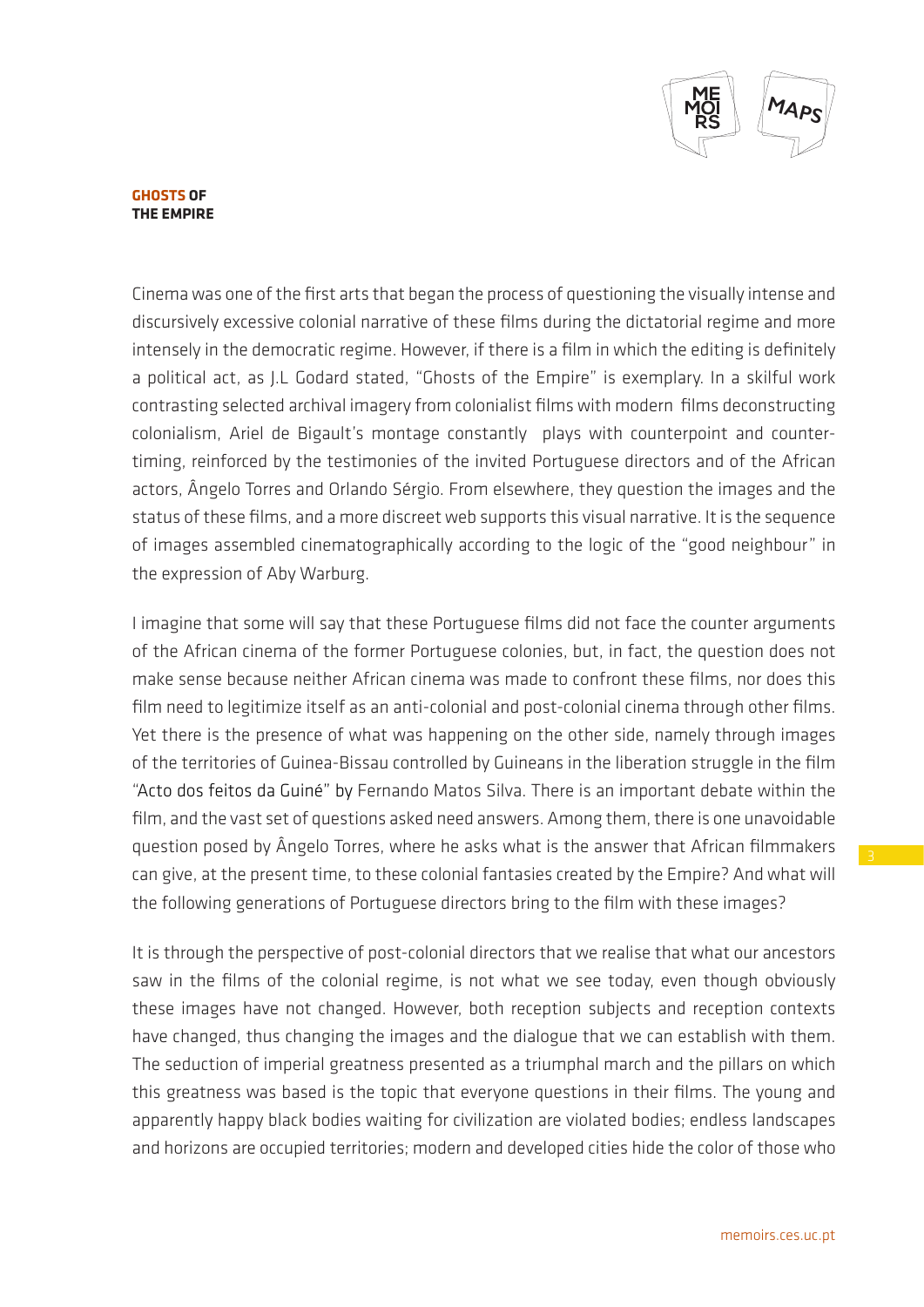Cinema was one of the first arts that began the process of questioning the visually intense and discursively excessive colonial narrative of these films during the dictatorial regime and more intensely in the democratic regime. However, if there is a film in which the editing is definitely a political act, as J.L Godard stated, "Ghosts of the Empire" is exemplary. In a skilful work contrasting selected archival imagery from colonialist films with modern films deconstructing colonialism, Ariel de Bigault's montage constantly plays with counterpoint and counter-timing, reinforced by the testimonies of the invited Portuguese directors and of the African actors, Ângelo Torres and Orlando Sérgio. From elsewhere, they question the images and the status of these films, and a more discreet web supports this visual narrative. It is the sequence of images assembled cinematographically according to the logic of the "good neighbour" in the expression of Aby Warburg.

I imagine that some will say that these Portuguese films did not face the counter arguments of the African cinema of the former Portuguese colonies, but, in fact, the question does not make sense because neither African cinema was made to confront these films, nor does this film need to legitimize itself as an anti-colonial and post-colonial cinema through other films. Yet there is the presence of what was happening on the other side, namely through images of the territories of Guinea-Bissau controlled by Guineans in the liberation struggle in the film "Acto dos feitos da Guiné" by Fernando Matos Silva. There is an important debate within the film, and the vast set of questions asked need answers. Among them, there is one unavoidable question posed by Ângelo Torres, where he asks what is the answer that African filmmakers can give, at the present time, to these colonial fantasies created by the Empire? And what will the following generations of Portuguese directors bring to the film with these images?

It is through the perspective of post-colonial directors that we realise that what our ancestors saw in the films of the colonial regime, is not what we see today, even though obviously these images have not changed. However, both reception subjects and reception contexts have changed, thus changing the images and the dialogue that we can establish with them. The seduction of imperial greatness presented as a triumphal march and the pillars on which this greatness was based is the topic that everyone questions in their films. The young and apparently happy black bodies waiting for civilization are violated bodies; endless landscapes and horizons are occupied territories; modern and developed cities hide the color of those who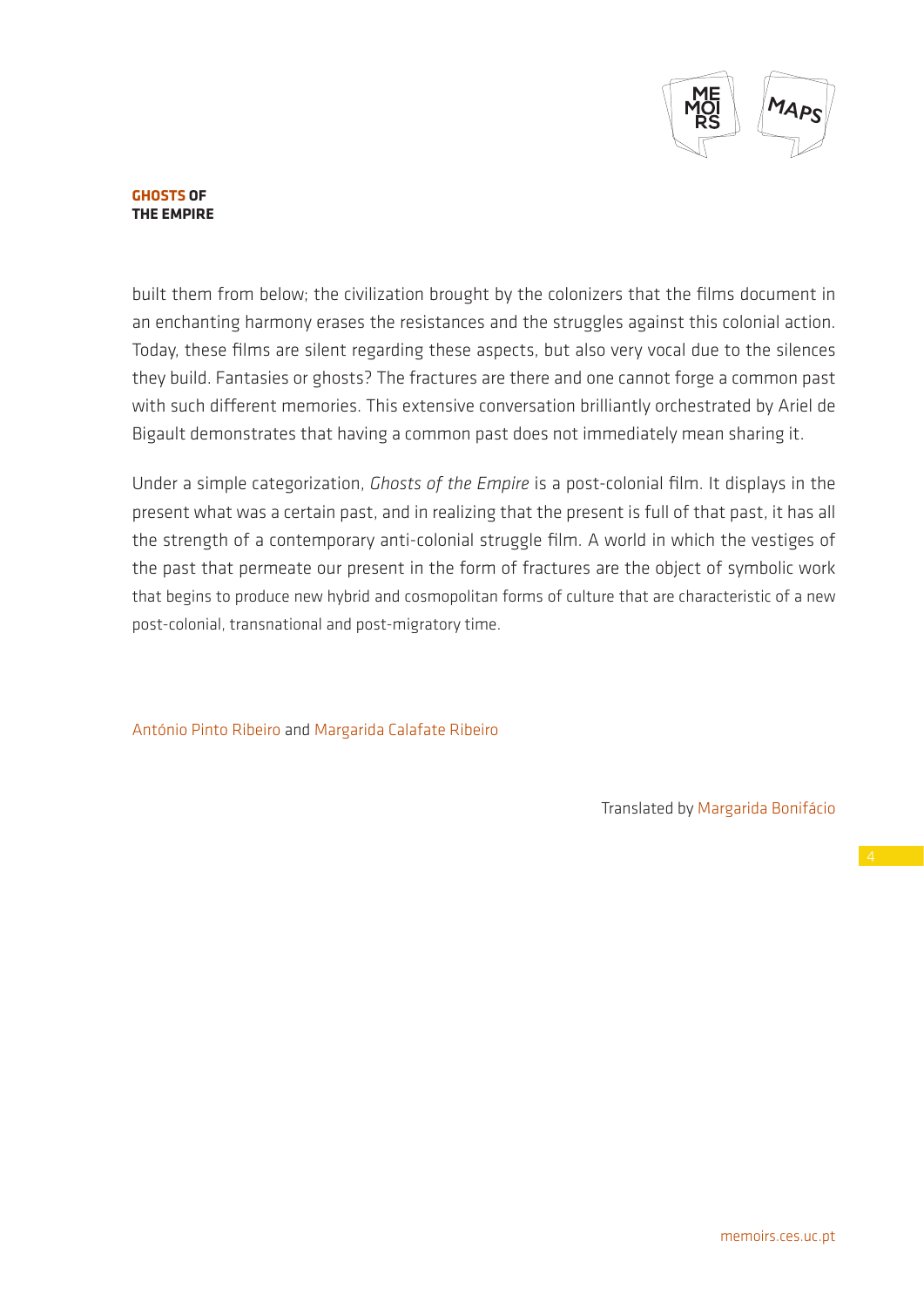built them from below; the civilization brought by the colonizers that the films document in an enchanting harmony erases the resistances and the struggles against this colonial action. Today, these films are silent regarding these aspects, but also very vocal due to the silences they build. Fantasies or ghosts? The fractures are there and one cannot forge a common past with such different memories. This extensive conversation brilliantly orchestrated by Ariel de Bigault demonstrates that having a common past does not immediately mean sharing it.

Under a simple categorization, *Ghosts of the Empire* is a post-colonial film. It displays in the present what was a certain past, and in realizing that the present is full of that past, it has all the strength of a contemporary anti-colonial struggle film. A world in which the vestiges of the past that permeate our present in the form of fractures are the object of symbolic work that begins to produce new hybrid and cosmopolitan forms of culture that are characteristic of a new post-colonial, transnational and post-migratory time.

António Pinto Ribeiro and Margarida Calafate Ribeiro

Translated by Margarida Bonifácio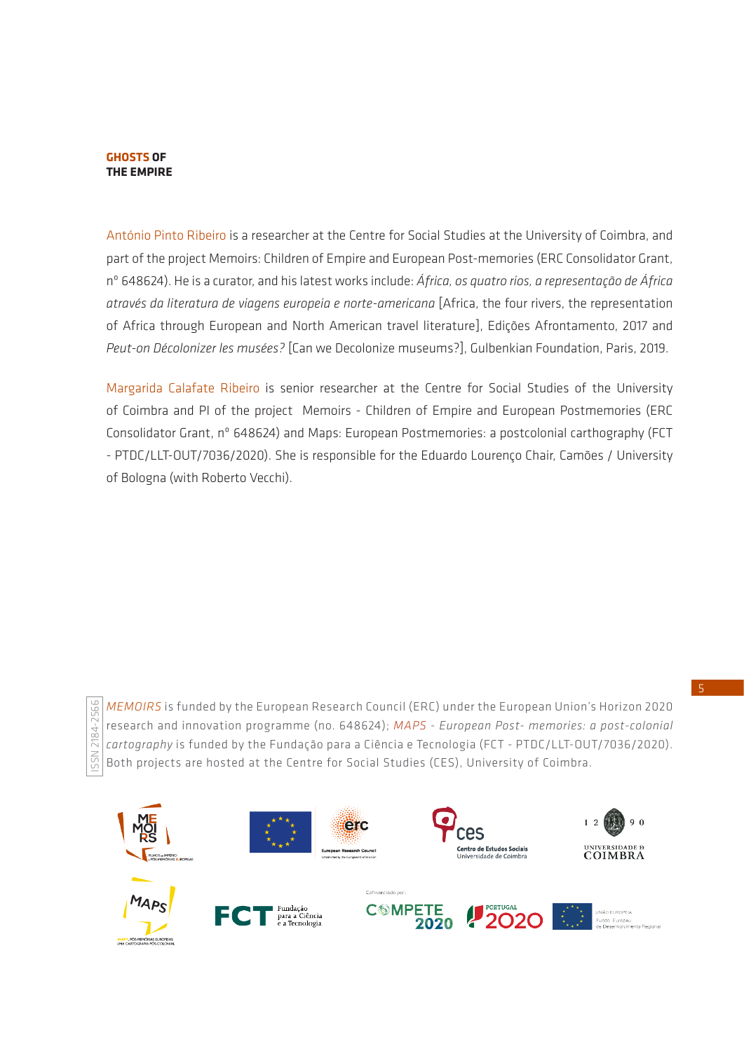**GHOSTS OF THE EMPIRE**

António Pinto Ribeiro is a researcher at the Centre for Social Studies at the University of Coimbra, and part of the project Memoirs: Children of Empire and European Post-memories (ERC Consolidator Grant, nº 648624). He is a curator, and his latest works include: *África, os quatro rios, a representação de África através da literatura de viagens europeia e norte-americana* [Africa, the four rivers, the representation of Africa through European and North American travel literature], Edições Afrontamento, 2017 and *Peut-on Décolonizer les musées?* [Can we Decolonize museums?], Gulbenkian Foundation, Paris, 2019.

Margarida Calafate Ribeiro is senior researcher at the Centre for Social Studies of the University of Coimbra and PI of the project Memoirs - Children of Empire and European Postmemories (ERC Consolidator Grant, nº 648624) and Maps: European Postmemories: a postcolonial carthography (FCT - PTDC/LLT-OUT/7036/2020). She is responsible for the Eduardo Lourenço Chair, Camões / University of Bologna (with Roberto Vecchi).

ISSN 2184-2566

*MEMOIRS* is funded by the European Research Council (ERC) under the European Union's Horizon 2020 research and innovation programme (no. 648624); *MAPS - European Post- memories: a post-colonial cartography* is funded by the Fundação para a Ciência e Tecnologia (FCT - PTDC/LLT-OUT/7036/2020). Both projects are hosted at the Centre for Social Studies (CES), University of Coimbra.